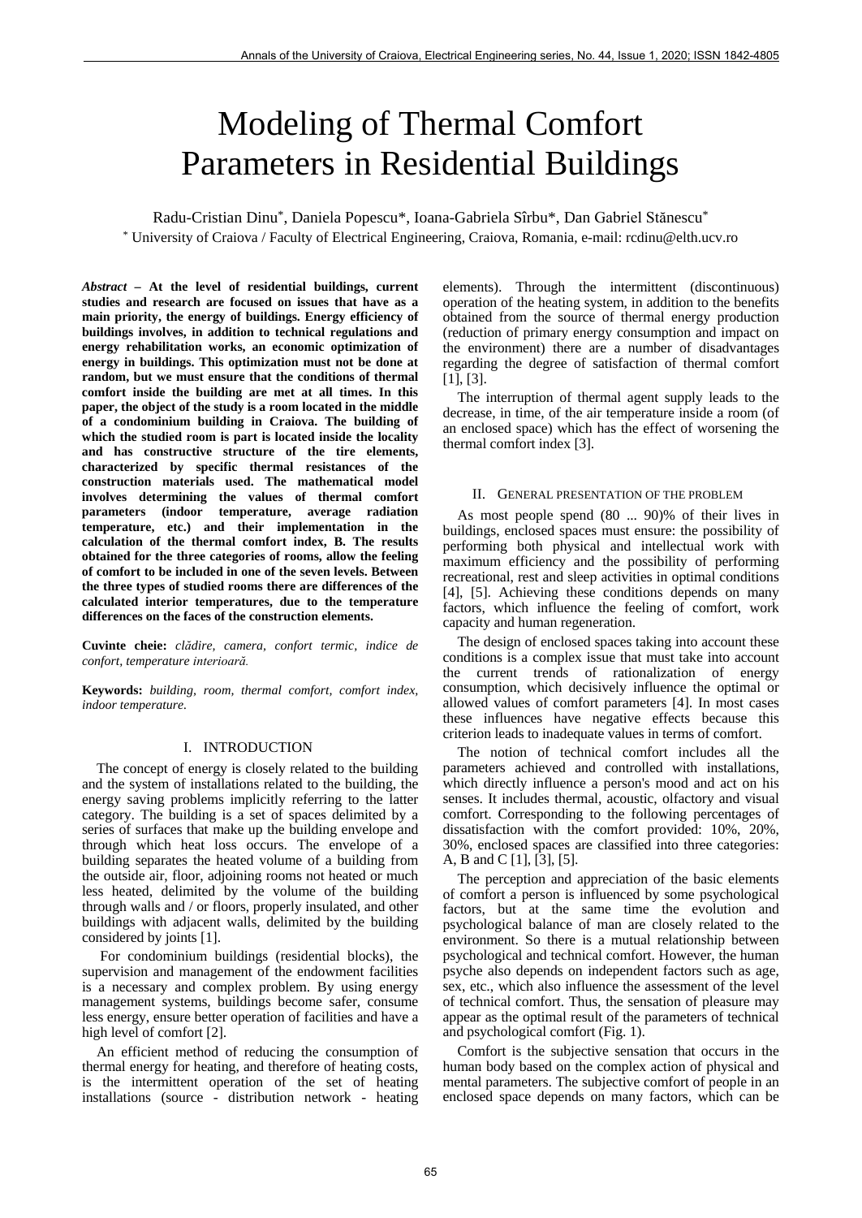# Modeling of Thermal Comfort Parameters in Residential Buildings

Radu-Cristian Dinu*, Daniela Popescu*, Ioana-Gabriela Sîrbu*, Dan Gabriel Stănescu*

* University of Craiova / Faculty of Electrical Engineering, Craiova, Romania, e-mail: rcdinu@elth.ucv.ro

***Abstract* – At the level of residential buildings, current studies and research are focused on issues that have as a main priority, the energy of buildings. Energy efficiency of buildings involves, in addition to technical regulations and energy rehabilitation works, an economic optimization of energy in buildings. This optimization must not be done at random, but we must ensure that the conditions of thermal comfort inside the building are met at all times. In this paper, the object of the study is a room located in the middle of a condominium building in Craiova. The building of which the studied room is part is located inside the locality and has constructive structure of the tire elements, characterized by specific thermal resistances of the construction materials used. The mathematical model involves determining the values of thermal comfort parameters (indoor temperature, average radiation temperature, etc.) and their implementation in the calculation of the thermal comfort index, B. The results obtained for the three categories of rooms, allow the feeling of comfort to be included in one of the seven levels. Between the three types of studied rooms there are differences of the calculated interior temperatures, due to the temperature differences on the faces of the construction elements.**

**Cuvinte cheie:** *clădire, camera, confort termic, indice de confort, temperature interioară.*

**Keywords:** *building, room, thermal comfort, comfort index, indoor temperature.*

## I. INTRODUCTION

The concept of energy is closely related to the building and the system of installations related to the building, the energy saving problems implicitly referring to the latter category. The building is a set of spaces delimited by a series of surfaces that make up the building envelope and through which heat loss occurs. The envelope of a building separates the heated volume of a building from the outside air, floor, adjoining rooms not heated or much less heated, delimited by the volume of the building through walls and / or floors, properly insulated, and other buildings with adjacent walls, delimited by the building considered by joints [1].

For condominium buildings (residential blocks), the supervision and management of the endowment facilities is a necessary and complex problem. By using energy management systems, buildings become safer, consume less energy, ensure better operation of facilities and have a high level of comfort [2].

An efficient method of reducing the consumption of thermal energy for heating, and therefore of heating costs, is the intermittent operation of the set of heating installations (source - distribution network - heating elements). Through the intermittent (discontinuous) operation of the heating system, in addition to the benefits obtained from the source of thermal energy production (reduction of primary energy consumption and impact on the environment) there are a number of disadvantages regarding the degree of satisfaction of thermal comfort [1], [3].

The interruption of thermal agent supply leads to the decrease, in time, of the air temperature inside a room (of an enclosed space) which has the effect of worsening the thermal comfort index [3].

## II. GENERAL PRESENTATION OF THE PROBLEM

As most people spend (80 ... 90)% of their lives in buildings, enclosed spaces must ensure: the possibility of performing both physical and intellectual work with maximum efficiency and the possibility of performing recreational, rest and sleep activities in optimal conditions [4], [5]. Achieving these conditions depends on many factors, which influence the feeling of comfort, work capacity and human regeneration.

The design of enclosed spaces taking into account these conditions is a complex issue that must take into account the current trends of rationalization of energy consumption, which decisively influence the optimal or allowed values of comfort parameters [4]. In most cases these influences have negative effects because this criterion leads to inadequate values in terms of comfort.

The notion of technical comfort includes all the parameters achieved and controlled with installations, which directly influence a person's mood and act on his senses. It includes thermal, acoustic, olfactory and visual comfort. Corresponding to the following percentages of dissatisfaction with the comfort provided: 10%, 20%, 30%, enclosed spaces are classified into three categories: A, B and C [1], [3], [5].

The perception and appreciation of the basic elements of comfort a person is influenced by some psychological factors, but at the same time the evolution and psychological balance of man are closely related to the environment. So there is a mutual relationship between psychological and technical comfort. However, the human psyche also depends on independent factors such as age, sex, etc., which also influence the assessment of the level of technical comfort. Thus, the sensation of pleasure may appear as the optimal result of the parameters of technical and psychological comfort (Fig. 1).

Comfort is the subjective sensation that occurs in the human body based on the complex action of physical and mental parameters. The subjective comfort of people in an enclosed space depends on many factors, which can be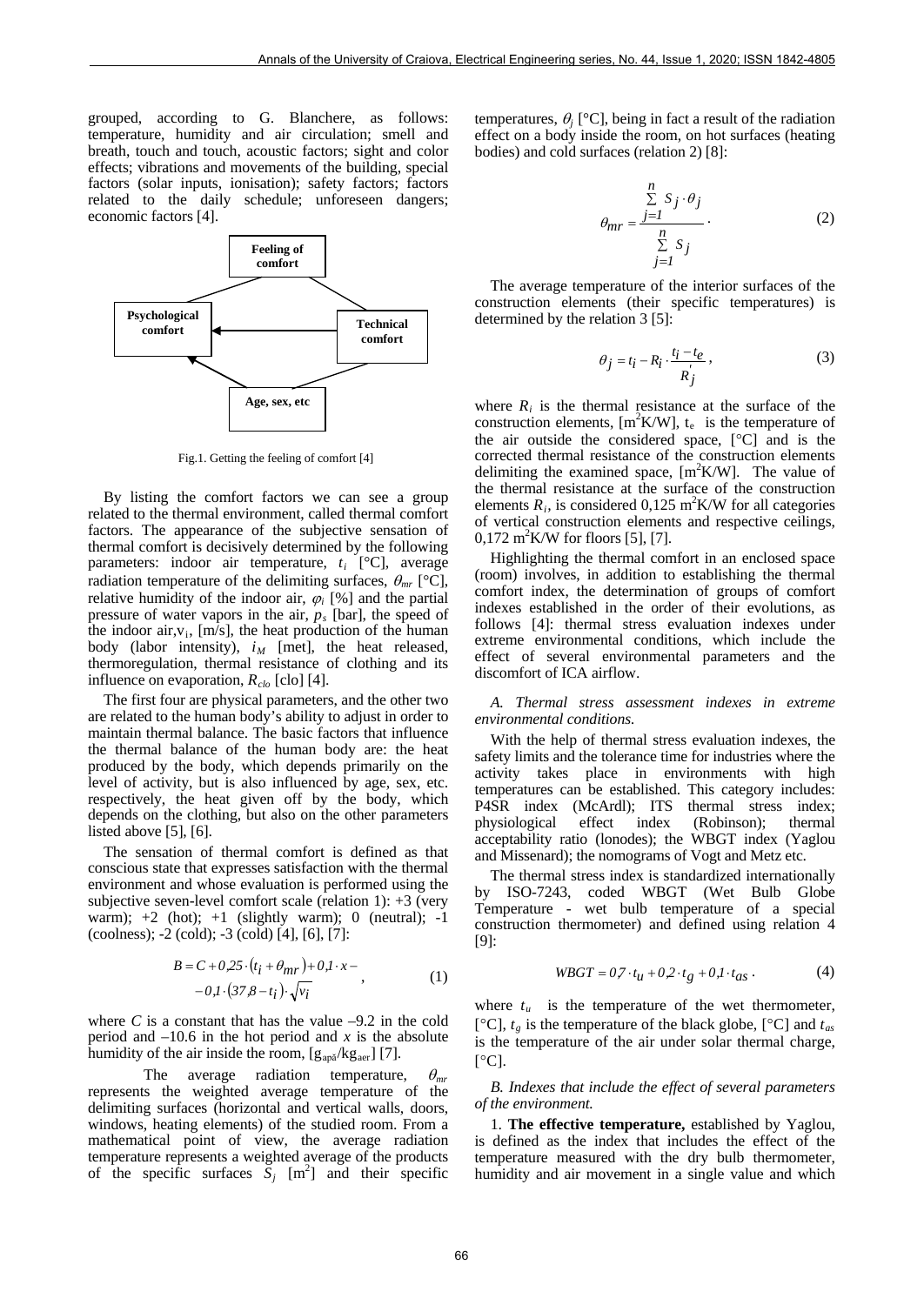grouped, according to G. Blanchere, as follows: temperature, humidity and air circulation; smell and breath, touch and touch, acoustic factors; sight and color effects; vibrations and movements of the building, special factors (solar inputs, ionisation); safety factors; factors related to the daily schedule; unforeseen dangers; economic factors [4].

Feeling of comfort

Psychological comfort

Technical comfort

Age, sex, etc

Fig.1. Getting the feeling of comfort [4]

By listing the comfort factors we can see a group related to the thermal environment, called thermal comfort factors. The appearance of the subjective sensation of thermal comfort is decisively determined by the following parameters: indoor air temperature, $t_i$ [°C], average radiation temperature of the delimiting surfaces, $\theta_{mr}$ [°C], relative humidity of the indoor air, $\varphi_i$ [%] and the partial pressure of water vapors in the air, $p_s$ [bar], the speed of the indoor air,$v_i$, [m/s], the heat production of the human body (labor intensity), $i_M$ [met], the heat released, thermoregulation, thermal resistance of clothing and its influence on evaporation, $R_{clo}$ [clo] [4].

The first four are physical parameters, and the other two are related to the human body's ability to adjust in order to maintain thermal balance. The basic factors that influence the thermal balance of the human body are: the heat produced by the body, which depends primarily on the level of activity, but is also influenced by age, sex, etc. respectively, the heat given off by the body, which depends on the clothing, but also on the other parameters listed above [5], [6].

The sensation of thermal comfort is defined as that conscious state that expresses satisfaction with the thermal environment and whose evaluation is performed using the subjective seven-level comfort scale (relation 1): +3 (very warm); +2 (hot); +1 (slightly warm); 0 (neutral); -1 (coolness); -2 (cold); -3 (cold) [4], [6], [7]:

$$B = C + 0{,}25 \cdot (t_i + \theta_{mr}) + 0{,}1 \cdot x - -0{,}1 \cdot (37{,}8 - t_i) \cdot \sqrt{v_i} \,, \tag{1}$$

where $C$ is a constant that has the value –9.2 in the cold period and –10.6 in the hot period and $x$ is the absolute humidity of the air inside the room, [$g_{apă}/kg_{aer}$] [7].

The average radiation temperature, $\theta_{mr}$ represents the weighted average temperature of the delimiting surfaces (horizontal and vertical walls, doors, windows, heating elements) of the studied room. From a mathematical point of view, the average radiation temperature represents a weighted average of the products of the specific surfaces $S_j$ [$m^2$] and their specific temperatures, $\theta_j$ [°C], being in fact a result of the radiation effect on a body inside the room, on hot surfaces (heating bodies) and cold surfaces (relation 2) [8]:

$$\theta_{mr} = \frac{\sum_{j=1}^{n} S_j \cdot \theta_j}{\sum_{j=1}^{n} S_j} \,. \tag{2}$$

The average temperature of the interior surfaces of the construction elements (their specific temperatures) is determined by the relation 3 [5]:

$$\theta_j = t_i - R_i \cdot \frac{t_i - t_e}{R_j'} \,, \tag{3}$$

where $R_i$ is the thermal resistance at the surface of the construction elements, [$m^2K/W$], $t_e$ is the temperature of the air outside the considered space, [°C] and is the corrected thermal resistance of the construction elements delimiting the examined space, [$m^2K/W$]. The value of the thermal resistance at the surface of the construction elements $R_i$, is considered 0,125 $m^2K/W$ for all categories of vertical construction elements and respective ceilings, 0,172 $m^2K/W$ for floors [5], [7].

Highlighting the thermal comfort in an enclosed space (room) involves, in addition to establishing the thermal comfort index, the determination of groups of comfort indexes established in the order of their evolutions, as follows [4]: thermal stress evaluation indexes under extreme environmental conditions, which include the effect of several environmental parameters and the discomfort of ICA airflow.

*A. Thermal stress assessment indexes in extreme environmental conditions.*

With the help of thermal stress evaluation indexes, the safety limits and the tolerance time for industries where the activity takes place in environments with high temperatures can be established. This category includes: P4SR index (McArdl); ITS thermal stress index; physiological effect index (Robinson); thermal acceptability ratio (Ionodes); the WBGT index (Yaglou and Missenard); the nomograms of Vogt and Metz etc.

The thermal stress index is standardized internationally by ISO-7243, coded WBGT (Wet Bulb Globe Temperature - wet bulb temperature of a special construction thermometer) and defined using relation 4 [9]:

$$WBGT = 0{,}7 \cdot t_u + 0{,}2 \cdot t_g + 0{,}1 \cdot t_{as} \,. \tag{4}$$

where $t_u$ is the temperature of the wet thermometer, [°C], $t_g$ is the temperature of the black globe, [°C] and $t_{as}$ is the temperature of the air under solar thermal charge, [°C].

*B. Indexes that include the effect of several parameters of the environment.*

1. **The effective temperature,** established by Yaglou, is defined as the index that includes the effect of the temperature measured with the dry bulb thermometer, humidity and air movement in a single value and which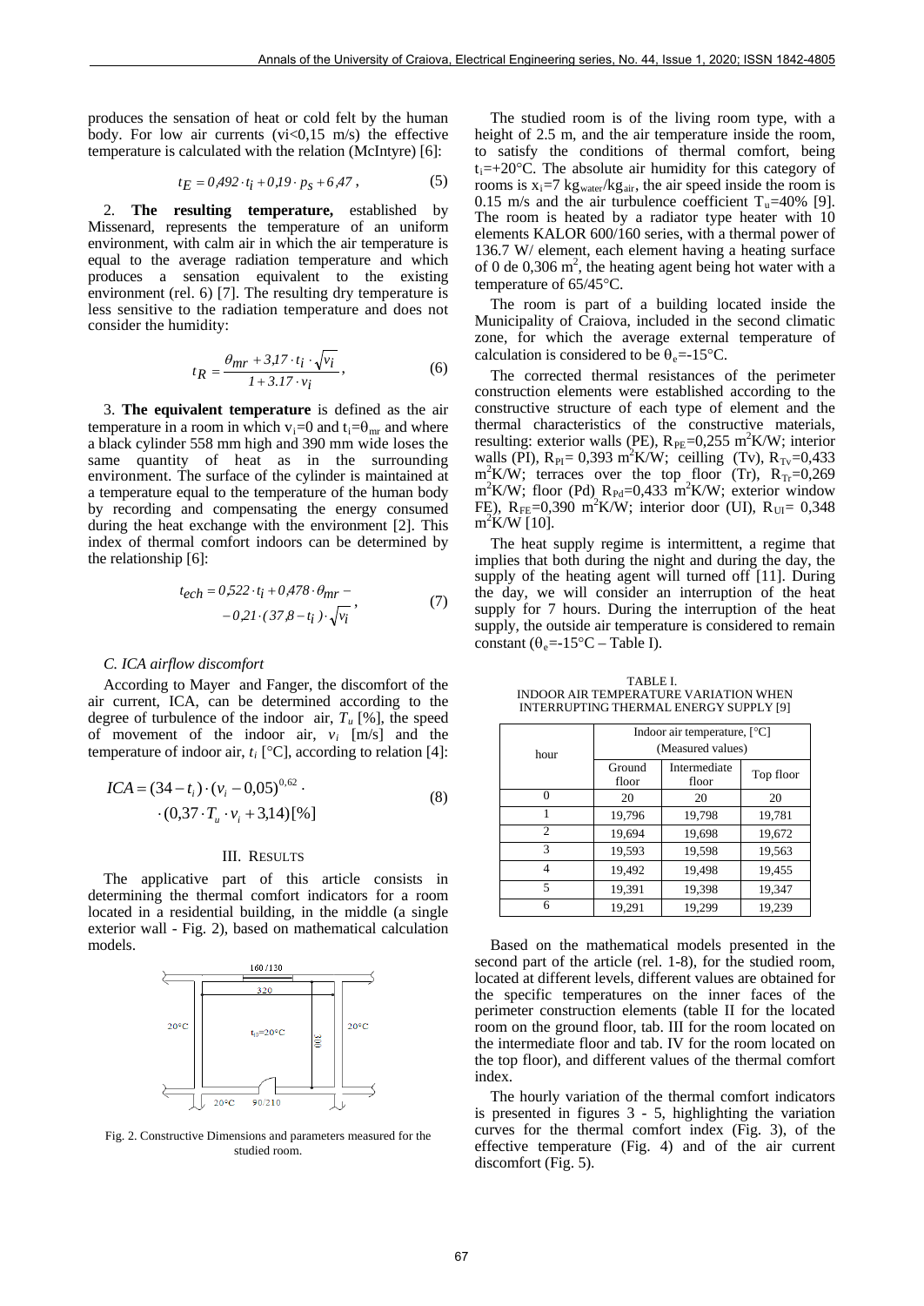produces the sensation of heat or cold felt by the human body. For low air currents (vi<0,15 m/s) the effective temperature is calculated with the relation (McIntyre) [6]:

$$t_E = 0{,}492 \cdot t_i + 0{,}19 \cdot p_S + 6{,}47\,, \tag{5}$$

2. **The resulting temperature,** established by Missenard, represents the temperature of an uniform environment, with calm air in which the air temperature is equal to the average radiation temperature and which produces a sensation equivalent to the existing environment (rel. 6) [7]. The resulting dry temperature is less sensitive to the radiation temperature and does not consider the humidity:

$$t_R = \frac{\theta_{mr} + 3{,}17 \cdot t_i \cdot \sqrt{v_i}}{1 + 3.17 \cdot v_i}, \tag{6}$$

3. **The equivalent temperature** is defined as the air temperature in a room in which $v_i$=0 and $t_i$=$\theta_{mr}$ and where a black cylinder 558 mm high and 390 mm wide loses the same quantity of heat as in the surrounding environment. The surface of the cylinder is maintained at a temperature equal to the temperature of the human body by recording and compensating the energy consumed during the heat exchange with the environment [2]. This index of thermal comfort indoors can be determined by the relationship [6]:

$$t_{ech} = 0{,}522 \cdot t_i + 0{,}478 \cdot \theta_{mr} - 0{,}21 \cdot (37{,}8 - t_i) \cdot \sqrt{v_i}, \tag{7}$$

### C. ICA airflow discomfort

According to Mayer and Fanger, the discomfort of the air current, ICA, can be determined according to the degree of turbulence of the indoor air, $T_u$ [%], the speed of movement of the indoor air, $v_i$ [m/s] and the temperature of indoor air, $t_i$ [°C], according to relation [4]:

$$ICA = (34 - t_i) \cdot (v_i - 0{,}05)^{0{,}62} \cdot (0{,}37 \cdot T_u \cdot v_i + 3{,}14)[\%] \tag{8}$$

## III. Results

The applicative part of this article consists in determining the thermal comfort indicators for a room located in a residential building, in the middle (a single exterior wall - Fig. 2), based on mathematical calculation models.

Fig. 2. Constructive Dimensions and parameters measured for the studied room.

The studied room is of the living room type, with a height of 2.5 m, and the air temperature inside the room, to satisfy the conditions of thermal comfort, being $t_i$=+20°C. The absolute air humidity for this category of rooms is $x_i$=7 $kg_{water}/kg_{air}$, the air speed inside the room is 0.15 m/s and the air turbulence coefficient $T_u$=40% [9]. The room is heated by a radiator type heater with 10 elements KALOR 600/160 series, with a thermal power of 136.7 W/ element, each element having a heating surface of 0 de 0,306 $m^2$, the heating agent being hot water with a temperature of 65/45°C.

The room is part of a building located inside the Municipality of Craiova, included in the second climatic zone, for which the average external temperature of calculation is considered to be $\theta_e$=-15°C.

The corrected thermal resistances of the perimeter construction elements were established according to the constructive structure of each type of element and the thermal characteristics of the constructive materials, resulting: exterior walls (PE), $R_{PE}$=0,255 $m^2K/W$; interior walls (PI), $R_{PI}$= 0,393 $m^2K/W$; ceilling (Tv), $R_{Tv}$=0,433 $m^2K/W$; terraces over the top floor (Tr), $R_{Tr}$=0,269 $m^2K/W$; floor (Pd) $R_{Pd}$=0,433 $m^2K/W$; exterior window FE), $R_{FE}$=0,390 $m^2K/W$; interior door (UI), $R_{UI}$= 0,348 $m^2K/W$ [10].

The heat supply regime is intermittent, a regime that implies that both during the night and during the day, the supply of the heating agent will turned off [11]. During the day, we will consider an interruption of the heat supply for 7 hours. During the interruption of the heat supply, the outside air temperature is considered to remain constant ($\theta_e$=-15°C – Table I).

TABLE I.
INDOOR AIR TEMPERATURE VARIATION WHEN INTERRUPTING THERMAL ENERGY SUPPLY [9]

| hour | Indoor air temperature, [°C] (Measured values) | | |
|---|---|---|---|
| | Ground floor | Intermediate floor | Top floor |
| 0 | 20 | 20 | 20 |
| 1 | 19,796 | 19,798 | 19,781 |
| 2 | 19,694 | 19,698 | 19,672 |
| 3 | 19,593 | 19,598 | 19,563 |
| 4 | 19,492 | 19,498 | 19,455 |
| 5 | 19,391 | 19,398 | 19,347 |
| 6 | 19,291 | 19,299 | 19,239 |

Based on the mathematical models presented in the second part of the article (rel. 1-8), for the studied room, located at different levels, different values are obtained for the specific temperatures on the inner faces of the perimeter construction elements (table II for the located room on the ground floor, tab. III for the room located on the intermediate floor and tab. IV for the room located on the top floor), and different values of the thermal comfort index.

The hourly variation of the thermal comfort indicators is presented in figures 3 - 5, highlighting the variation curves for the thermal comfort index (Fig. 3), of the effective temperature (Fig. 4) and of the air current discomfort (Fig. 5).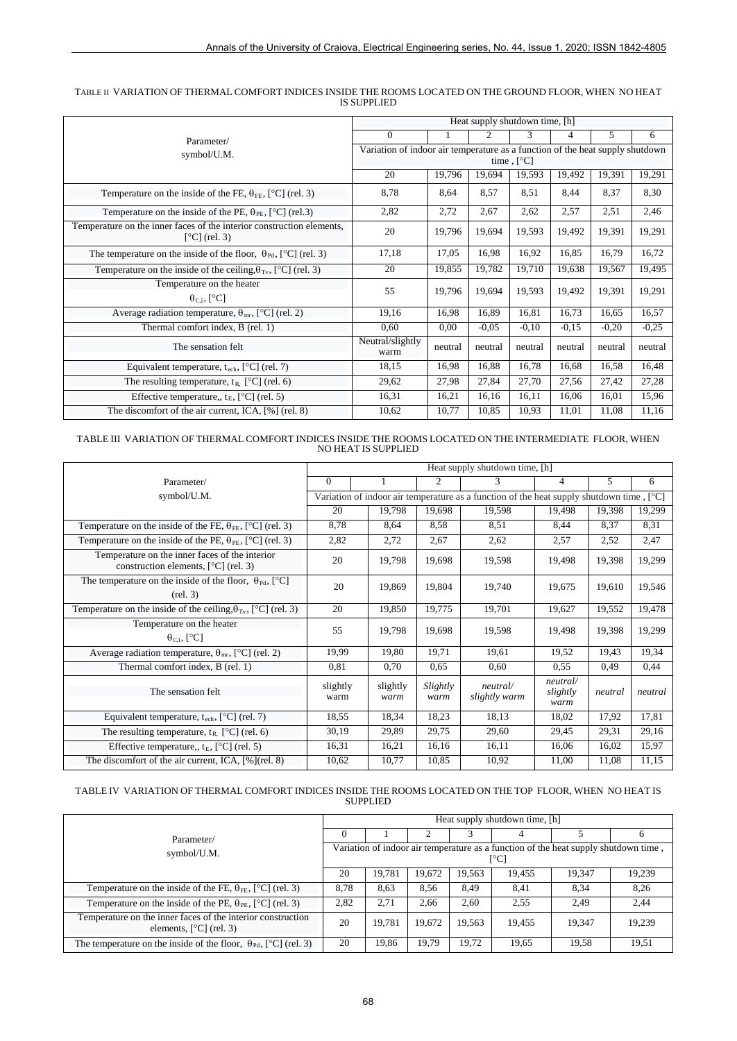TABLE II VARIATION OF THERMAL COMFORT INDICES INSIDE THE ROOMS LOCATED ON THE GROUND FLOOR, WHEN NO HEAT IS SUPPLIED

| Parameter/ symbol/U.M. | Heat supply shutdown time, [h] | | | | | | |
|---|---|---|---|---|---|---|---|
| | 0 | 1 | 2 | 3 | 4 | 5 | 6 |
| | Variation of indoor air temperature as a function of the heat supply shutdown time , [°C] | | | | | | |
| | 20 | 19,796 | 19,694 | 19,593 | 19,492 | 19,391 | 19,291 |
| Temperature on the inside of the FE, $\theta_{FE}$, [°C] (rel. 3) | 8,78 | 8,64 | 8,57 | 8,51 | 8,44 | 8,37 | 8,30 |
| Temperature on the inside of the PE, $\theta_{PE}$, [°C] (rel.3) | 2,82 | 2,72 | 2,67 | 2,62 | 2,57 | 2,51 | 2,46 |
| Temperature on the inner faces of the interior construction elements, [°C] (rel. 3) | 20 | 19,796 | 19,694 | 19,593 | 19,492 | 19,391 | 19,291 |
| The temperature on the inside of the floor, $\theta_{Pd}$, [°C] (rel. 3) | 17,18 | 17,05 | 16,98 | 16,92 | 16,85 | 16,79 | 16,72 |
| Temperature on the inside of the ceiling, $\theta_{Tv}$, [°C] (rel. 3) | 20 | 19,855 | 19,782 | 19,710 | 19,638 | 19,567 | 19,495 |
| Temperature on the heater $\theta_{C,i}$, [°C] | 55 | 19,796 | 19,694 | 19,593 | 19,492 | 19,391 | 19,291 |
| Average radiation temperature, $\theta_{mr}$, [°C] (rel. 2) | 19,16 | 16,98 | 16,89 | 16,81 | 16,73 | 16,65 | 16,57 |
| Thermal comfort index, B (rel. 1) | 0,60 | 0,00 | -0,05 | -0,10 | -0,15 | -0,20 | -0,25 |
| The sensation felt | Neutral/slightly warm | neutral | neutral | neutral | neutral | neutral | neutral |
| Equivalent temperature, $t_{ech}$, [°C] (rel. 7) | 18,15 | 16,98 | 16,88 | 16,78 | 16,68 | 16,58 | 16,48 |
| The resulting temperature, $t_{R}$, [°C] (rel. 6) | 29,62 | 27,98 | 27,84 | 27,70 | 27,56 | 27,42 | 27,28 |
| Effective temperature,, $t_{E}$, [°C] (rel. 5) | 16,31 | 16,21 | 16,16 | 16,11 | 16,06 | 16,01 | 15,96 |
| The discomfort of the air current, ICA, [%] (rel. 8) | 10,62 | 10,77 | 10,85 | 10,93 | 11,01 | 11,08 | 11,16 |

TABLE III VARIATION OF THERMAL COMFORT INDICES INSIDE THE ROOMS LOCATED ON THE INTERMEDIATE FLOOR, WHEN NO HEAT IS SUPPLIED

| Parameter/ symbol/U.M. | Heat supply shutdown time, [h] | | | | | | |
|---|---|---|---|---|---|---|---|
| | 0 | 1 | 2 | 3 | 4 | 5 | 6 |
| | Variation of indoor air temperature as a function of the heat supply shutdown time , [°C] | | | | | | |
| | 20 | 19,798 | 19,698 | 19,598 | 19,498 | 19,398 | 19,299 |
| Temperature on the inside of the FE, $\theta_{FE}$, [°C] (rel. 3) | 8,78 | 8,64 | 8,58 | 8,51 | 8,44 | 8,37 | 8,31 |
| Temperature on the inside of the PE, $\theta_{PE}$, [°C] (rel. 3) | 2,82 | 2,72 | 2,67 | 2,62 | 2,57 | 2,52 | 2,47 |
| Temperature on the inner faces of the interior construction elements, [°C] (rel. 3) | 20 | 19,798 | 19,698 | 19,598 | 19,498 | 19,398 | 19,299 |
| The temperature on the inside of the floor, $\theta_{Pd}$, [°C] (rel. 3) | 20 | 19,869 | 19,804 | 19,740 | 19,675 | 19,610 | 19,546 |
| Temperature on the inside of the ceiling, $\theta_{Tv}$, [°C] (rel. 3) | 20 | 19,850 | 19,775 | 19,701 | 19,627 | 19,552 | 19,478 |
| Temperature on the heater $\theta_{C,i}$, [°C] | 55 | 19,798 | 19,698 | 19,598 | 19,498 | 19,398 | 19,299 |
| Average radiation temperature, $\theta_{mr}$, [°C] (rel. 2) | 19,99 | 19,80 | 19,71 | 19,61 | 19,52 | 19,43 | 19,34 |
| Thermal comfort index, B (rel. 1) | 0,81 | 0,70 | 0,65 | 0,60 | 0,55 | 0,49 | 0,44 |
| The sensation felt | slightly warm | slightly *warm* | *Slightly warm* | *neutral/ slightly warm* | *neutral/ slightly warm* | *neutral* | *neutral* |
| Equivalent temperature, $t_{ech}$, [°C] (rel. 7) | 18,55 | 18,34 | 18,23 | 18,13 | 18,02 | 17,92 | 17,81 |
| The resulting temperature, $t_{R}$, [°C] (rel. 6) | 30,19 | 29,89 | 29,75 | 29,60 | 29,45 | 29,31 | 29,16 |
| Effective temperature,, $t_{E}$, [°C] (rel. 5) | 16,31 | 16,21 | 16,16 | 16,11 | 16,06 | 16,02 | 15,97 |
| The discomfort of the air current, ICA, [%](rel. 8) | 10,62 | 10,77 | 10,85 | 10,92 | 11,00 | 11,08 | 11,15 |

TABLE IV VARIATION OF THERMAL COMFORT INDICES INSIDE THE ROOMS LOCATED ON THE TOP FLOOR, WHEN NO HEAT IS SUPPLIED

| Parameter/ symbol/U.M. | Heat supply shutdown time, [h] | | | | | | |
|---|---|---|---|---|---|---|---|
| | 0 | 1 | 2 | 3 | 4 | 5 | 6 |
| | Variation of indoor air temperature as a function of the heat supply shutdown time , [°C] | | | | | | |
| | 20 | 19,781 | 19,672 | 19,563 | 19,455 | 19,347 | 19,239 |
| Temperature on the inside of the FE, $\theta_{FE}$, [°C] (rel. 3) | 8,78 | 8,63 | 8,56 | 8,49 | 8,41 | 8,34 | 8,26 |
| Temperature on the inside of the PE, $\theta_{PE}$, [°C] (rel. 3) | 2,82 | 2,71 | 2,66 | 2,60 | 2,55 | 2,49 | 2,44 |
| Temperature on the inner faces of the interior construction elements, [°C] (rel. 3) | 20 | 19,781 | 19,672 | 19,563 | 19,455 | 19,347 | 19,239 |
| The temperature on the inside of the floor, $\theta_{Pd}$, [°C] (rel. 3) | 20 | 19,86 | 19,79 | 19,72 | 19,65 | 19,58 | 19,51 |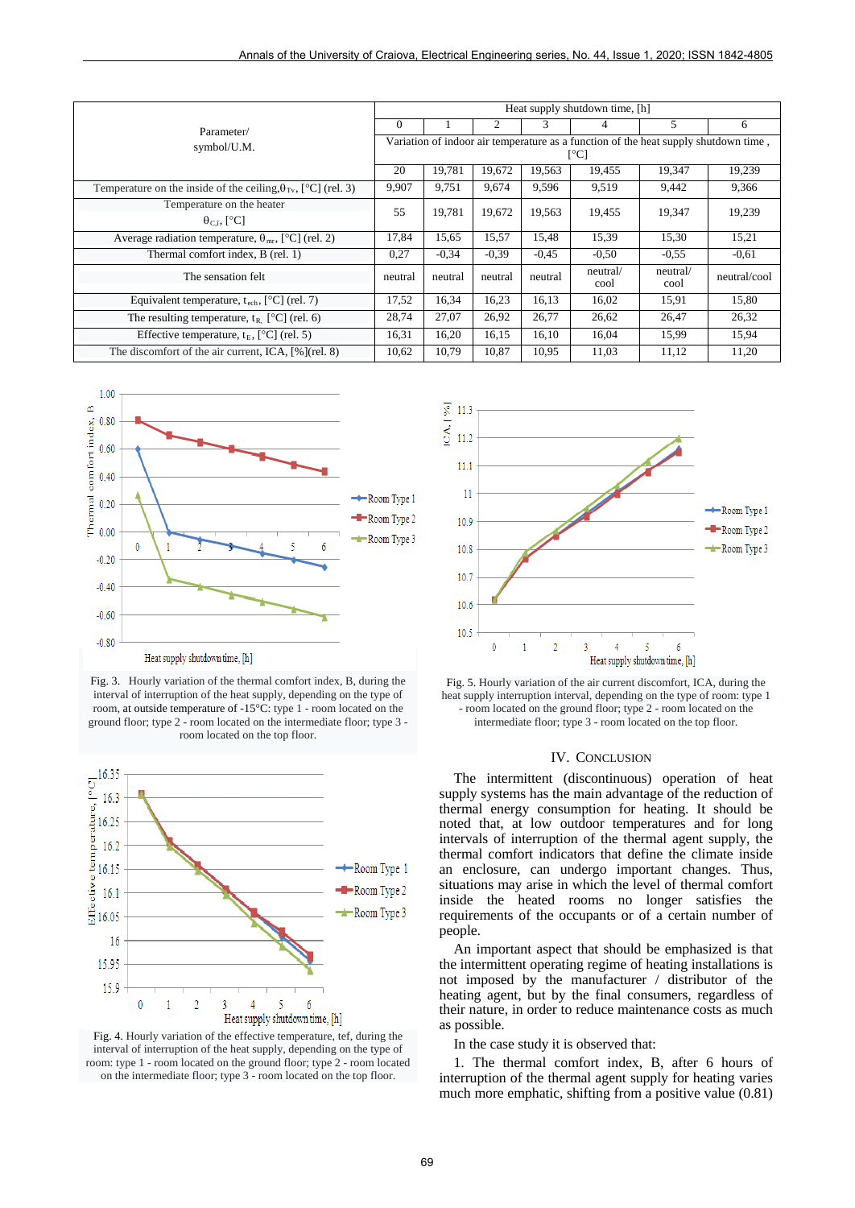| Parameter/ symbol/U.M. | Heat supply shutdown time, [h] | | | | | | |
|---|---|---|---|---|---|---|---|
| | 0 | 1 | 2 | 3 | 4 | 5 | 6 |
| | Variation of indoor air temperature as a function of the heat supply shutdown time , [°C] | | | | | | |
| | 20 | 19,781 | 19,672 | 19,563 | 19,455 | 19,347 | 19,239 |
| Temperature on the inside of the ceiling, $\theta_{Tv}$, [°C] (rel. 3) | 9,907 | 9,751 | 9,674 | 9,596 | 9,519 | 9,442 | 9,366 |
| Temperature on the heater $\theta_{C,i}$, [°C] | 55 | 19,781 | 19,672 | 19,563 | 19,455 | 19,347 | 19,239 |
| Average radiation temperature, $\theta_{mr}$, [°C] (rel. 2) | 17,84 | 15,65 | 15,57 | 15,48 | 15,39 | 15,30 | 15,21 |
| Thermal comfort index, B (rel. 1) | 0,27 | -0,34 | -0,39 | -0,45 | -0,50 | -0,55 | -0,61 |
| The sensation felt | neutral | neutral | neutral | neutral | neutral/ cool | neutral/ cool | neutral/cool |
| Equivalent temperature, $t_{ech}$, [°C] (rel. 7) | 17,52 | 16,34 | 16,23 | 16,13 | 16,02 | 15,91 | 15,80 |
| The resulting temperature, $t_R$, [°C] (rel. 6) | 28,74 | 27,07 | 26,92 | 26,77 | 26,62 | 26,47 | 26,32 |
| Effective temperature, $t_E$, [°C] (rel. 5) | 16,31 | 16,20 | 16,15 | 16,10 | 16,04 | 15,99 | 15,94 |
| The discomfort of the air current, ICA, [%](rel. 8) | 10,62 | 10,79 | 10,87 | 10,95 | 11,03 | 11,12 | 11,20 |

Fig. 3. Hourly variation of the thermal comfort index, B, during the interval of interruption of the heat supply, depending on the type of room, at outside temperature of -15°C: type 1 - room located on the ground floor; type 2 - room located on the intermediate floor; type 3 - room located on the top floor.

Fig. 4. Hourly variation of the effective temperature, tef, during the interval of interruption of the heat supply, depending on the type of room: type 1 - room located on the ground floor; type 2 - room located on the intermediate floor; type 3 - room located on the top floor.

Fig. 5. Hourly variation of the air current discomfort, ICA, during the heat supply interruption interval, depending on the type of room: type 1 - room located on the ground floor; type 2 - room located on the intermediate floor; type 3 - room located on the top floor.

## IV. Conclusion

The intermittent (discontinuous) operation of heat supply systems has the main advantage of the reduction of thermal energy consumption for heating. It should be noted that, at low outdoor temperatures and for long intervals of interruption of the thermal agent supply, the thermal comfort indicators that define the climate inside an enclosure, can undergo important changes. Thus, situations may arise in which the level of thermal comfort inside the heated rooms no longer satisfies the requirements of the occupants or of a certain number of people.

An important aspect that should be emphasized is that the intermittent operating regime of heating installations is not imposed by the manufacturer / distributor of the heating agent, but by the final consumers, regardless of their nature, in order to reduce maintenance costs as much as possible.

In the case study it is observed that:

1. The thermal comfort index, B, after 6 hours of interruption of the thermal agent supply for heating varies much more emphatic, shifting from a positive value (0.81)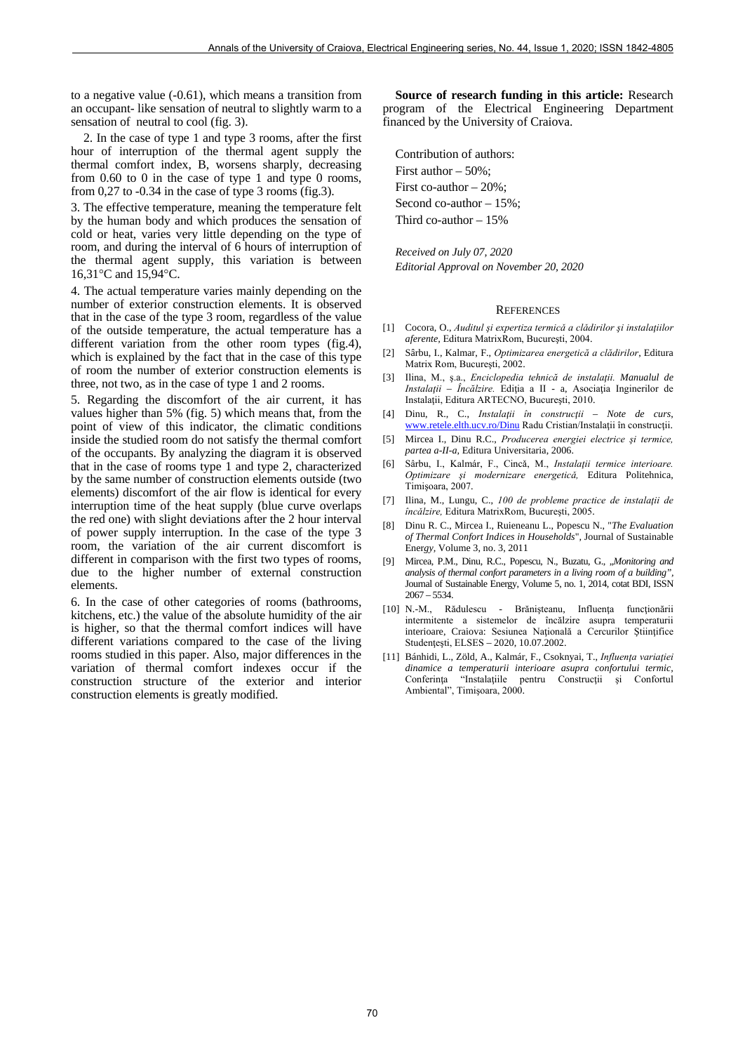to a negative value (-0.61), which means a transition from an occupant- like sensation of neutral to slightly warm to a sensation of neutral to cool (fig. 3).

2. In the case of type 1 and type 3 rooms, after the first hour of interruption of the thermal agent supply the thermal comfort index, B, worsens sharply, decreasing from 0.60 to 0 in the case of type 1 and type 0 rooms, from 0,27 to -0.34 in the case of type 3 rooms (fig.3).

3. The effective temperature, meaning the temperature felt by the human body and which produces the sensation of cold or heat, varies very little depending on the type of room, and during the interval of 6 hours of interruption of the thermal agent supply, this variation is between 16,31°C and 15,94°C.

4. The actual temperature varies mainly depending on the number of exterior construction elements. It is observed that in the case of the type 3 room, regardless of the value of the outside temperature, the actual temperature has a different variation from the other room types (fig.4), which is explained by the fact that in the case of this type of room the number of exterior construction elements is three, not two, as in the case of type 1 and 2 rooms.

5. Regarding the discomfort of the air current, it has values higher than 5% (fig. 5) which means that, from the point of view of this indicator, the climatic conditions inside the studied room do not satisfy the thermal comfort of the occupants. By analyzing the diagram it is observed that in the case of rooms type 1 and type 2, characterized by the same number of construction elements outside (two elements) discomfort of the air flow is identical for every interruption time of the heat supply (blue curve overlaps the red one) with slight deviations after the 2 hour interval of power supply interruption. In the case of the type 3 room, the variation of the air current discomfort is different in comparison with the first two types of rooms, due to the higher number of external construction elements.

6. In the case of other categories of rooms (bathrooms, kitchens, etc.) the value of the absolute humidity of the air is higher, so that the thermal comfort indices will have different variations compared to the case of the living rooms studied in this paper. Also, major differences in the variation of thermal comfort indexes occur if the construction structure of the exterior and interior construction elements is greatly modified.

**Source of research funding in this article:** Research program of the Electrical Engineering Department financed by the University of Craiova.

Contribution of authors:
First author – 50%;
First co-author – 20%;
Second co-author – 15%;
Third co-author – 15%

*Received on July 07, 2020*
*Editorial Approval on November 20, 2020*

## REFERENCES

[1] Cocora, O., *Auditul şi expertiza termică a clădirilor şi instalaţiilor aferente*, Editura MatrixRom, Bucureşti, 2004.

[2] Sârbu, I., Kalmar, F., *Optimizarea energetică a clădirilor*, Editura Matrix Rom, Bucureşti, 2002.

[3] Ilina, M., ş.a., *Enciclopedia tehnică de instalaţii. Manualul de Instalaţii – Încălzire.* Ediţia a II - a, Asociaţia Inginerilor de Instalaţii, Editura ARTECNO, Bucureşti, 2010.

[4] Dinu, R., C., *Instalaţii în construcţii – Note de curs*, www.retele.elth.ucv.ro/Dinu Radu Cristian/Instalaţii în construcţii.

[5] Mircea I., Dinu R.C., *Producerea energiei electrice şi termice, partea a-II-a*, Editura Universitaria, 2006.

[6] Sârbu, I., Kalmár, F., Cincă, M., *Instalaţii termice interioare. Optimizare şi modernizare energetică,* Editura Politehnica, Timişoara, 2007.

[7] Ilina, M., Lungu, C., *100 de probleme practice de instalaţii de încălzire,* Editura MatrixRom, Bucureşti, 2005.

[8] Dinu R. C., Mircea I., Ruieneanu L., Popescu N., "*The Evaluation of Thermal Confort Indices in Households*", Journal of Sustainable Energy, Volume 3, no. 3, 2011

[9] Mircea, P.M., Dinu, R.C., Popescu, N., Buzatu, G., *„Monitoring and analysis of thermal confort parameters in a living room of a building”*, Journal of Sustainable Energy, Volume 5, no. 1, 2014, cotat BDI, ISSN 2067 – 5534.

[10] N.-M., Rădulescu - Brănişteanu, Influenţa funcţionării intermitente a sistemelor de încălzire asupra temperaturii interioare, Craiova: Sesiunea Naţională a Cercurilor Ştiinţifice Studenţeşti, ELSES – 2020, 10.07.2002.

[11] Bánhidi, L., Zöld, A., Kalmár, F., Csoknyai, T., *Influenţa variaţiei dinamice a temperaturii interioare asupra confortului termic,* Conferinţa "Instalaţiile pentru Construcţii şi Confortul Ambiental", Timişoara, 2000.